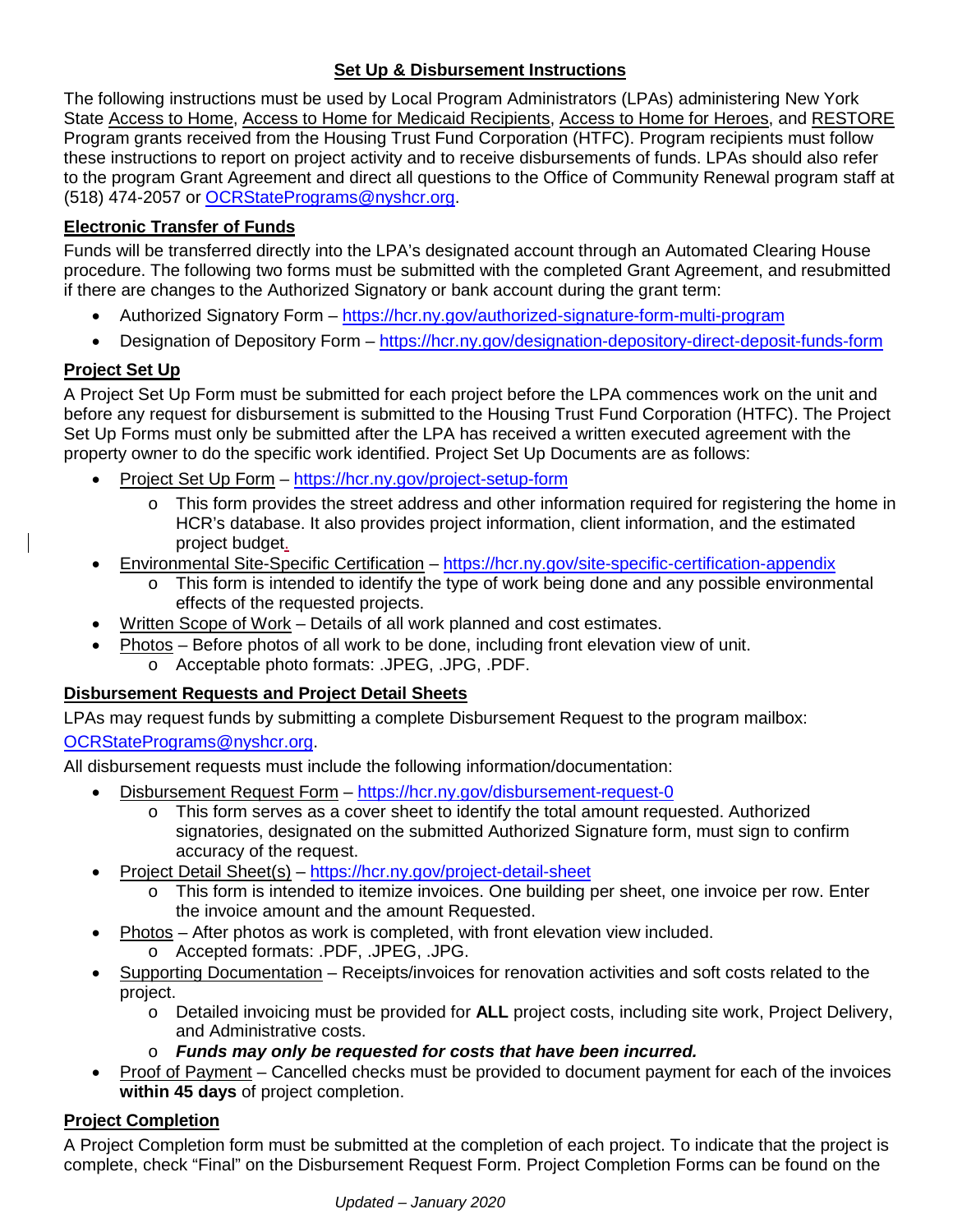## Set Up & Disbursement Instructions

The following instructions must be used by Local Program Administrators (LPAs) administering New York State Access to Home, Access to Home for Medicaid Recipients, Access to Home for Heroes, and RESTORE Program grants received from the Housing Trust Fund Corporation (HTFC). Program recipients must follow these instructions to report on project activity and to receive disbursements of funds. LPAs should also refer to the program Grant Agreement and direct all questions to the Office of Community Renewal program staff at (518) 474-2057 or OCRStatePrograms@nyshcr.org.

### Electronic Transfer of Funds

Funds will be transferred directly into the LPA's designated account through an Automated Clearing House procedure. The following two forms must be submitted with the completed Grant Agreement, and resubmitted if there are changes to the Authorized Signatory or bank account during the grant term:

- Authorized Signatory Form – https://hcr.ny.gov/authorized-signature-form-multi-program
- Designation of Depository Form – https://hcr.ny.gov/designation-depository-direct-deposit-funds-form

### Project Set Up

A Project Set Up Form must be submitted for each project before the LPA commences work on the unit and before any request for disbursement is submitted to the Housing Trust Fund Corporation (HTFC). The Project Set Up Forms must only be submitted after the LPA has received a written executed agreement with the property owner to do the specific work identified. Project Set Up Documents are as follows:

- Project Set Up Form – https://hcr.ny.gov/project-setup-form
  - This form provides the street address and other information required for registering the home in HCR's database. It also provides project information, client information, and the estimated project budget.
- Environmental Site-Specific Certification – https://hcr.ny.gov/site-specific-certification-appendix
  - This form is intended to identify the type of work being done and any possible environmental effects of the requested projects.
- Written Scope of Work – Details of all work planned and cost estimates.
- Photos – Before photos of all work to be done, including front elevation view of unit.
  - Acceptable photo formats: .JPEG, .JPG, .PDF.

### Disbursement Requests and Project Detail Sheets

LPAs may request funds by submitting a complete Disbursement Request to the program mailbox: OCRStatePrograms@nyshcr.org.

All disbursement requests must include the following information/documentation:

- Disbursement Request Form – https://hcr.ny.gov/disbursement-request-0
  - This form serves as a cover sheet to identify the total amount requested. Authorized signatories, designated on the submitted Authorized Signature form, must sign to confirm accuracy of the request.
- Project Detail Sheet(s) – https://hcr.ny.gov/project-detail-sheet
  - This form is intended to itemize invoices. One building per sheet, one invoice per row. Enter the invoice amount and the amount Requested.
- Photos – After photos as work is completed, with front elevation view included.
  - Accepted formats: .PDF, .JPEG, .JPG.
- Supporting Documentation – Receipts/invoices for renovation activities and soft costs related to the project.
  - Detailed invoicing must be provided for **ALL** project costs, including site work, Project Delivery, and Administrative costs.
  - ***Funds may only be requested for costs that have been incurred.***
- Proof of Payment – Cancelled checks must be provided to document payment for each of the invoices **within 45 days** of project completion.

### Project Completion

A Project Completion form must be submitted at the completion of each project. To indicate that the project is complete, check "Final" on the Disbursement Request Form. Project Completion Forms can be found on the

*Updated – January 2020*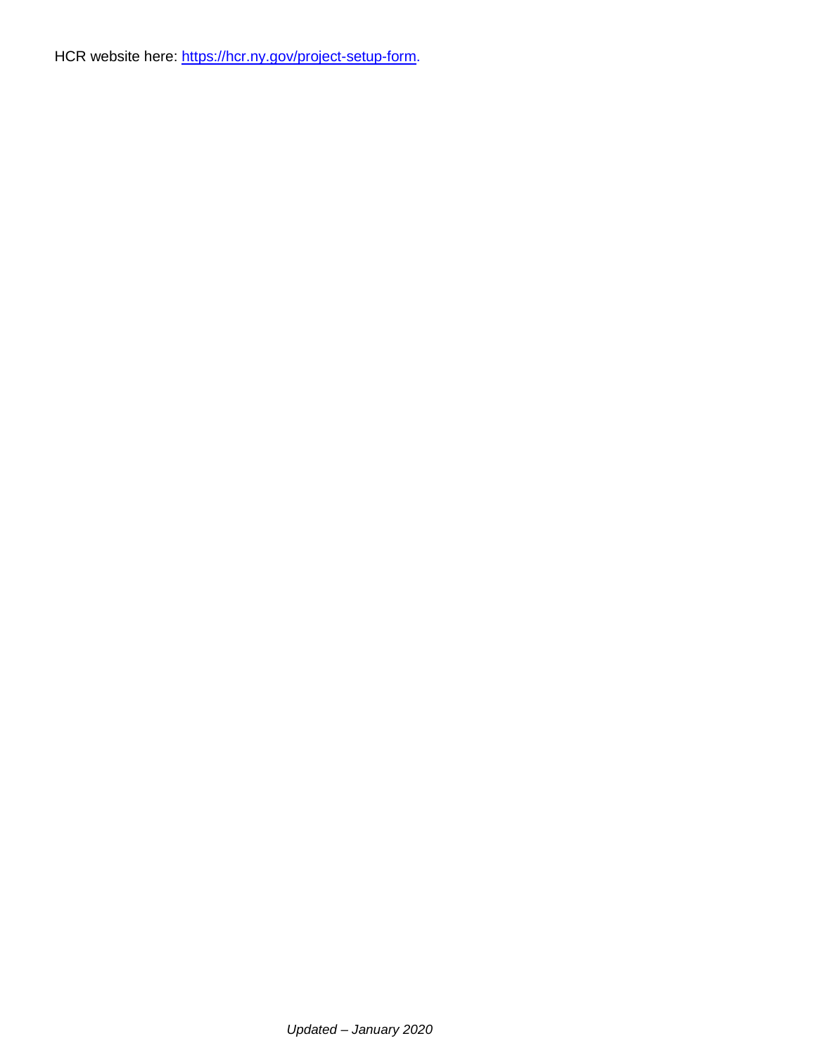HCR website here: [https://hcr.ny.gov/project-setup-form](https://hcr.ny.gov/project-setup-form).

*Updated – January 2020*